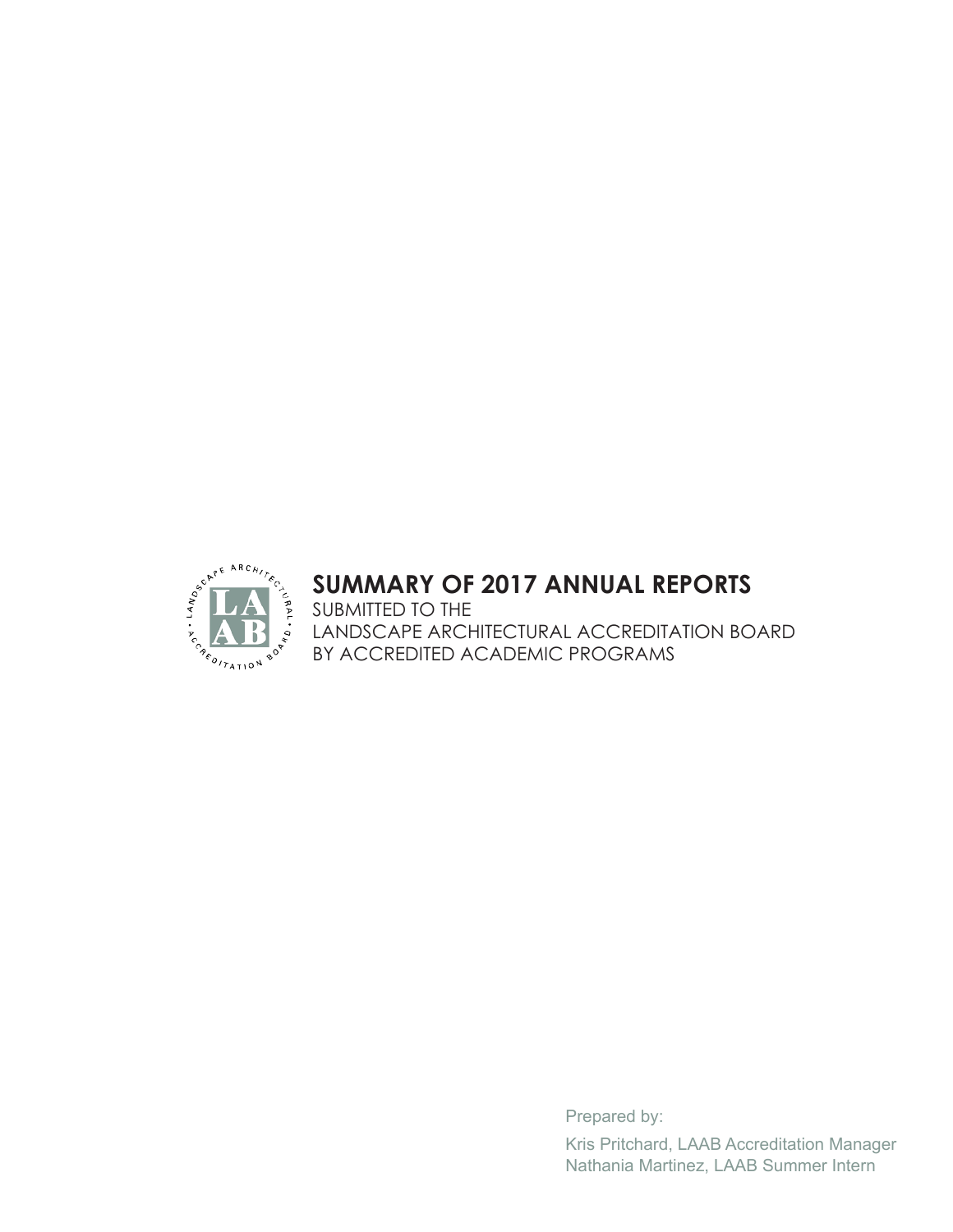# SUMMARY OF 2017 ANNUAL REPORTS

SUBMITTED TO THE
LANDSCAPE ARCHITECTURAL ACCREDITATION BOARD
BY ACCREDITED ACADEMIC PROGRAMS

Prepared by:

Kris Pritchard, LAAB Accreditation Manager
Nathania Martinez, LAAB Summer Intern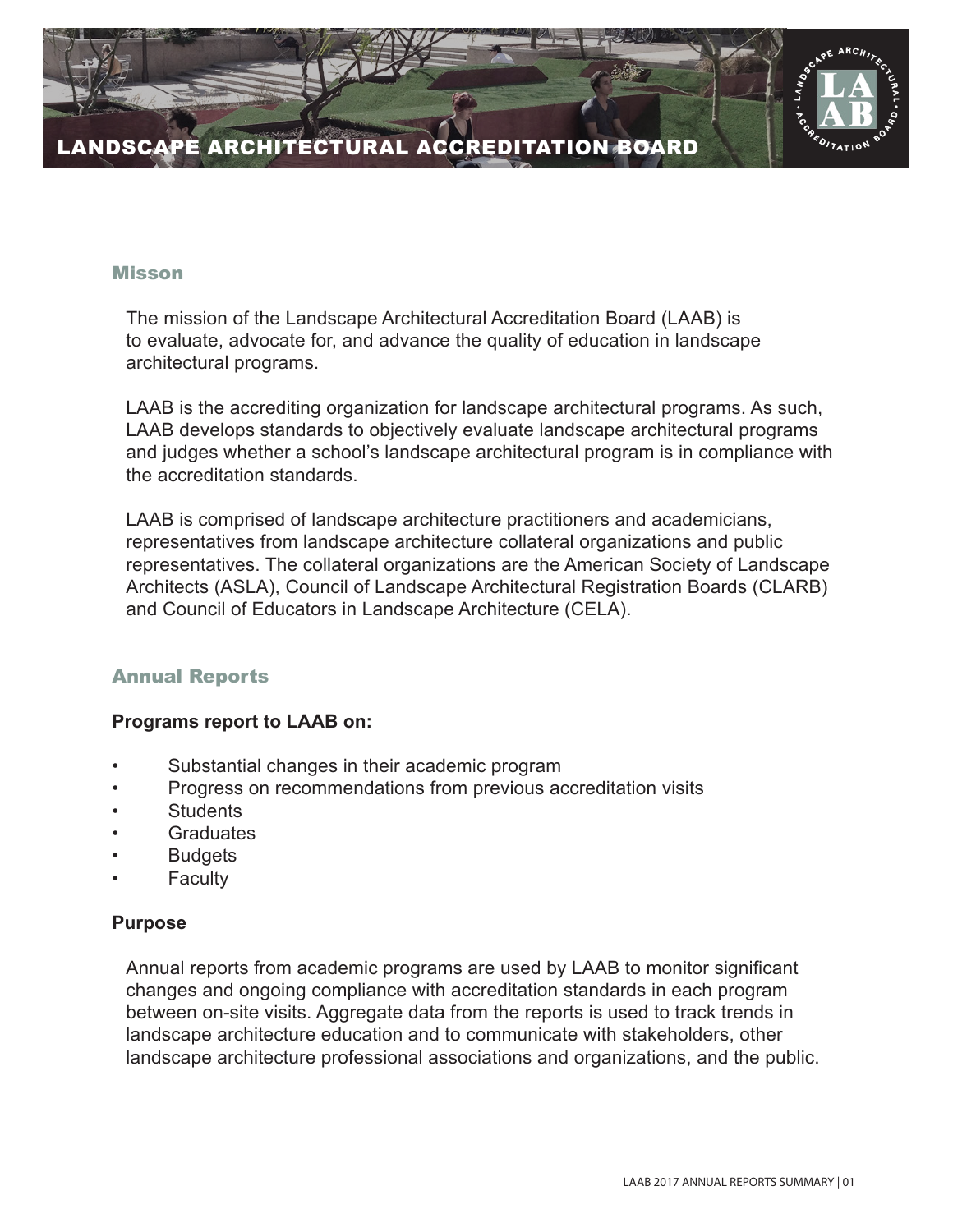# LANDSCAPE ARCHITECTURAL ACCREDITATION BOARD

## Misson

The mission of the Landscape Architectural Accreditation Board (LAAB) is to evaluate, advocate for, and advance the quality of education in landscape architectural programs.

LAAB is the accrediting organization for landscape architectural programs. As such, LAAB develops standards to objectively evaluate landscape architectural programs and judges whether a school's landscape architectural program is in compliance with the accreditation standards.

LAAB is comprised of landscape architecture practitioners and academicians, representatives from landscape architecture collateral organizations and public representatives. The collateral organizations are the American Society of Landscape Architects (ASLA), Council of Landscape Architectural Registration Boards (CLARB) and Council of Educators in Landscape Architecture (CELA).

## Annual Reports

**Programs report to LAAB on:**

- Substantial changes in their academic program
- Progress on recommendations from previous accreditation visits
- Students
- Graduates
- Budgets
- Faculty

**Purpose**

Annual reports from academic programs are used by LAAB to monitor significant changes and ongoing compliance with accreditation standards in each program between on-site visits. Aggregate data from the reports is used to track trends in landscape architecture education and to communicate with stakeholders, other landscape architecture professional associations and organizations, and the public.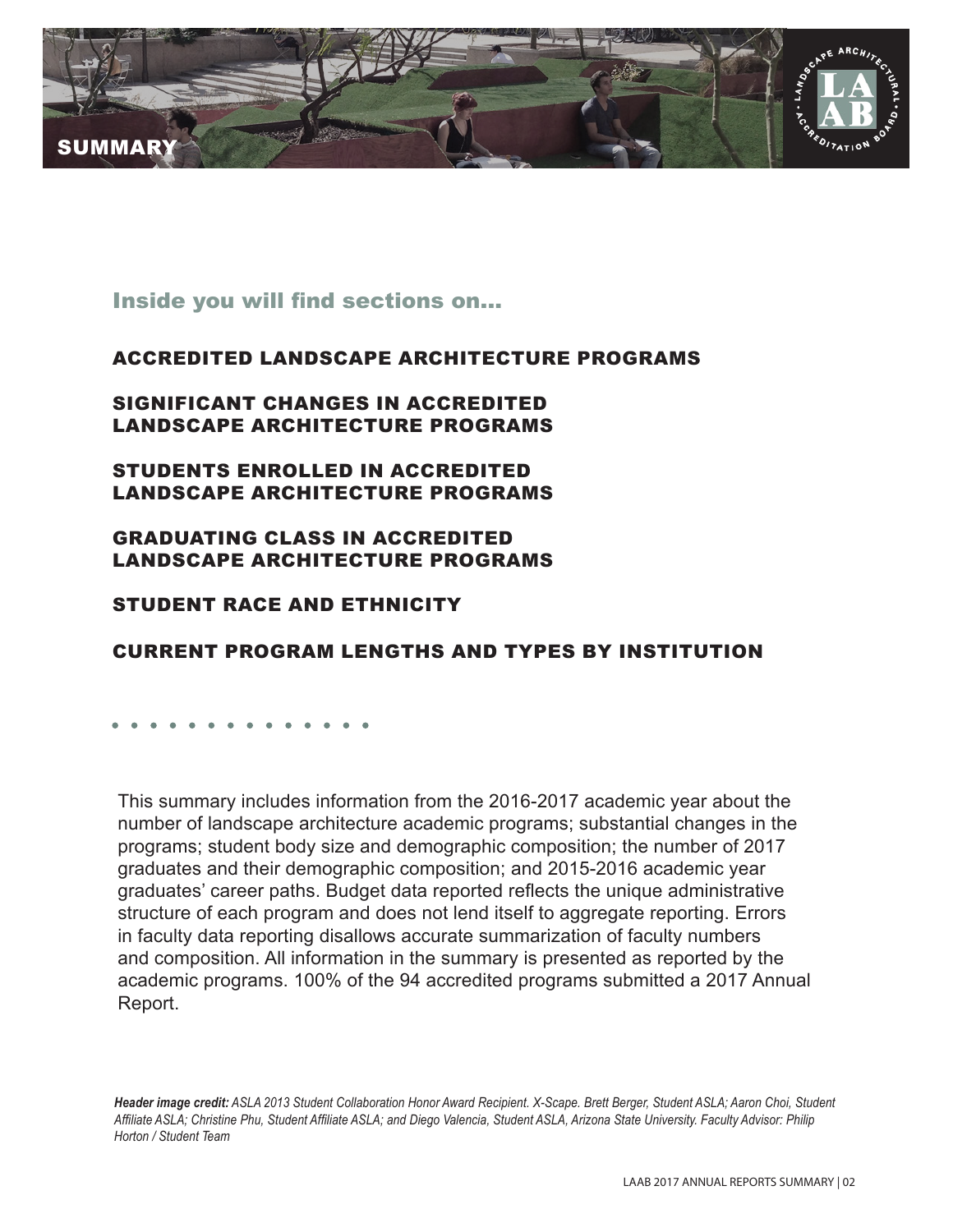# SUMMARY

## Inside you will find sections on...

### ACCREDITED LANDSCAPE ARCHITECTURE PROGRAMS

### SIGNIFICANT CHANGES IN ACCREDITED LANDSCAPE ARCHITECTURE PROGRAMS

### STUDENTS ENROLLED IN ACCREDITED LANDSCAPE ARCHITECTURE PROGRAMS

### GRADUATING CLASS IN ACCREDITED LANDSCAPE ARCHITECTURE PROGRAMS

### STUDENT RACE AND ETHNICITY

### CURRENT PROGRAM LENGTHS AND TYPES BY INSTITUTION

This summary includes information from the 2016-2017 academic year about the number of landscape architecture academic programs; substantial changes in the programs; student body size and demographic composition; the number of 2017 graduates and their demographic composition; and 2015-2016 academic year graduates' career paths. Budget data reported reflects the unique administrative structure of each program and does not lend itself to aggregate reporting. Errors in faculty data reporting disallows accurate summarization of faculty numbers and composition. All information in the summary is presented as reported by the academic programs. 100% of the 94 accredited programs submitted a 2017 Annual Report.

***Header image credit:*** *ASLA 2013 Student Collaboration Honor Award Recipient. X-Scape. Brett Berger, Student ASLA; Aaron Choi, Student Affiliate ASLA; Christine Phu, Student Affiliate ASLA; and Diego Valencia, Student ASLA, Arizona State University. Faculty Advisor: Philip Horton / Student Team*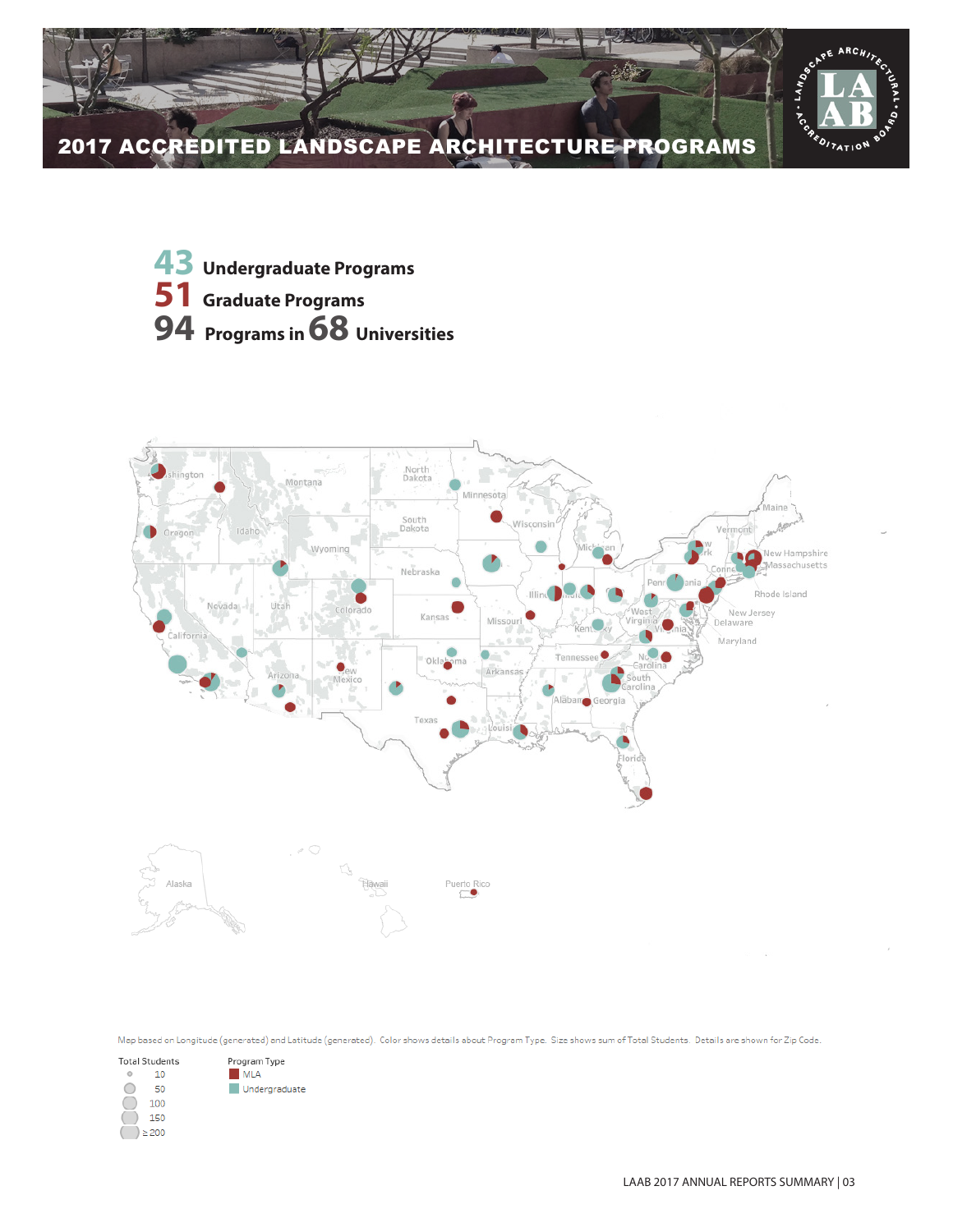# 2017 ACCREDITED LANDSCAPE ARCHITECTURE PROGRAMS

**43** Undergraduate Programs
**51** Graduate Programs
**94** Programs in **68** Universities

Map based on Longitude (generated) and Latitude (generated). Color shows details about Program Type. Size shows sum of Total Students. Details are shown for Zip Code.

Total Students
- 10
- 50
- 100
- 150
- ≥ 200

Program Type
- MLA
- Undergraduate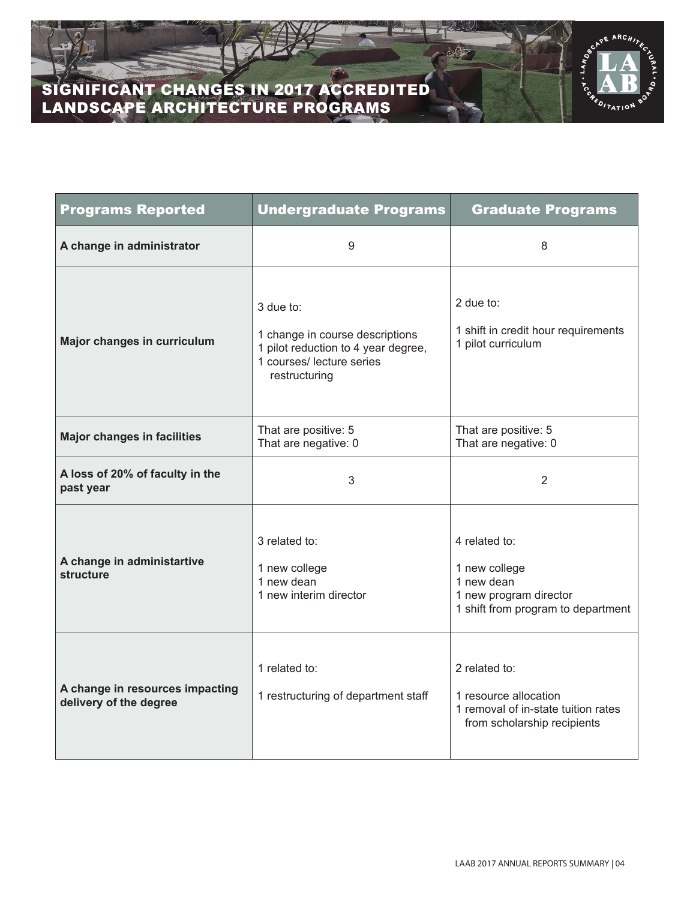# SIGNIFICANT CHANGES IN 2017 ACCREDITED LANDSCAPE ARCHITECTURE PROGRAMS

| Programs Reported | Undergraduate Programs | Graduate Programs |
|---|---|---|
| **A change in administrator** | 9 | 8 |
| **Major changes in curriculum** | 3 due to:<br><br>1 change in course descriptions<br>1 pilot reduction to 4 year degree,<br>1 courses/ lecture series restructuring | 2 due to:<br><br>1 shift in credit hour requirements<br>1 pilot curriculum |
| **Major changes in facilities** | That are positive: 5<br>That are negative: 0 | That are positive: 5<br>That are negative: 0 |
| **A loss of 20% of faculty in the past year** | 3 | 2 |
| **A change in administartive structure** | 3 related to:<br><br>1 new college<br>1 new dean<br>1 new interim director | 4 related to:<br><br>1 new college<br>1 new dean<br>1 new program director<br>1 shift from program to department |
| **A change in resources impacting delivery of the degree** | 1 related to:<br><br>1 restructuring of department staff | 2 related to:<br><br>1 resource allocation<br>1 removal of in-state tuition rates from scholarship recipients |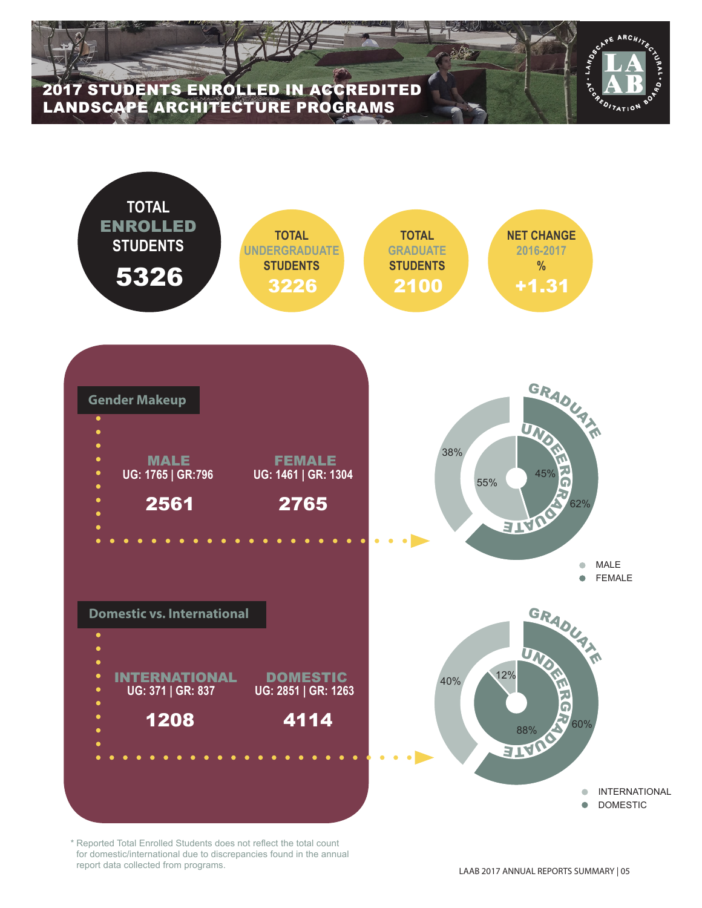# 2017 STUDENTS ENROLLED IN ACCREDITED LANDSCAPE ARCHITECTURE PROGRAMS

**TOTAL ENROLLED STUDENTS**
**5326**

**TOTAL UNDERGRADUATE STUDENTS**
**3226**

**TOTAL GRADUATE STUDENTS**
**2100**

**NET CHANGE 2016-2017 %**
**+1.31**

## Gender Makeup

**MALE**
UG: 1765 | GR:796
**2561**

**FEMALE**
UG: 1461 | GR: 1304
**2765**

GRADUATE: 38% (Male), 62% (Female)
UNDERGRADUATE: 55% (Male), 45% (Female)

- MALE
- FEMALE

## Domestic vs. International

**INTERNATIONAL**
UG: 371 | GR: 837
**1208**

**DOMESTIC**
UG: 2851 | GR: 1263
**4114**

GRADUATE: 40% (International), 60% (Domestic)
UNDERGRADUATE: 12% (International), 88% (Domestic)

- INTERNATIONAL
- DOMESTIC

\* Reported Total Enrolled Students does not reflect the total count for domestic/international due to discrepancies found in the annual report data collected from programs.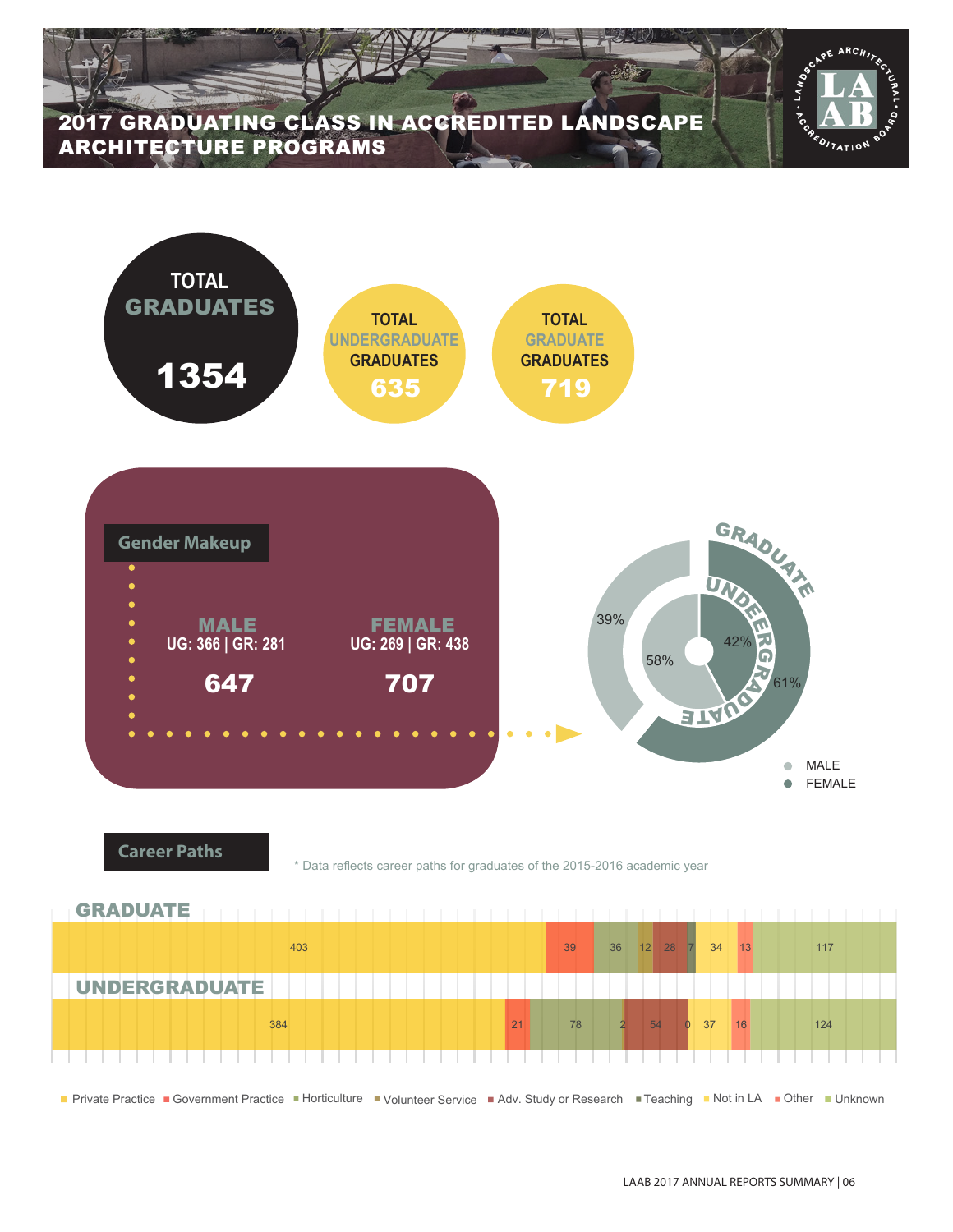# 2017 GRADUATING CLASS IN ACCREDITED LANDSCAPE ARCHITECTURE PROGRAMS

**TOTAL GRADUATES**
**1354**

**TOTAL UNDERGRADUATE GRADUATES**
**635**

**TOTAL GRADUATE GRADUATES**
**719**

## Gender Makeup

**MALE**
UG: 366 | GR: 281
**647**

**FEMALE**
UG: 269 | GR: 438
**707**

| | MALE | FEMALE |
|---|---|---|
| GRADUATE | 39% | 61% |
| UNDERGRADUATE | 58% | 42% |

## Career Paths

\* Data reflects career paths for graduates of the 2015-2016 academic year

| | Private Practice | Government Practice | Horticulture | Volunteer Service | Adv. Study or Research | Teaching | Not in LA | Other | Unknown |
|---|---|---|---|---|---|---|---|---|---|
| GRADUATE | 403 | 39 | 36 | 12 | 28 | 7 | 34 | 13 | 117 |
| UNDERGRADUATE | 384 | 21 | 78 | 2 | 54 | 0 | 37 | 16 | 124 |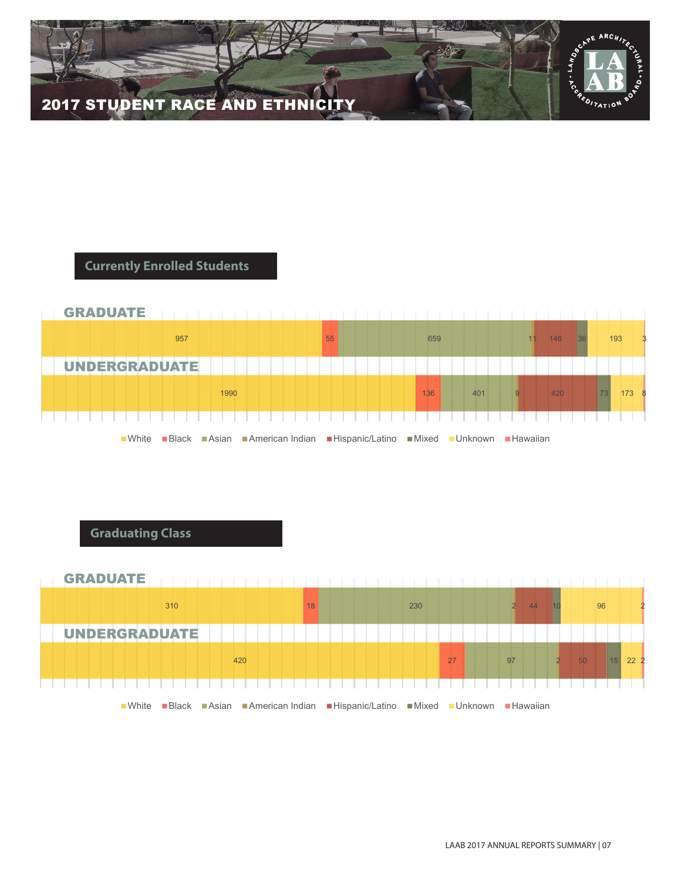# 2017 STUDENT RACE AND ETHNICITY

## Currently Enrolled Students

| | White | Black | Asian | American Indian | Hispanic/Latino | Mixed | Unknown | Hawaiian |
|---|---|---|---|---|---|---|---|---|
| GRADUATE | 957 | 55 | 659 | 11 | 146 | 36 | 193 | 3 |
| UNDERGRADUATE | 1990 | 136 | 401 | 9 | 420 | 73 | 173 | 8 |

## Graduating Class

| | White | Black | Asian | American Indian | Hispanic/Latino | Mixed | Unknown | Hawaiian |
|---|---|---|---|---|---|---|---|---|
| GRADUATE | 310 | 18 | 230 | 2 | 44 | 10 | 96 | 2 |
| UNDERGRADUATE | 420 | 27 | 97 | 2 | 50 | 15 | 22 | 2 |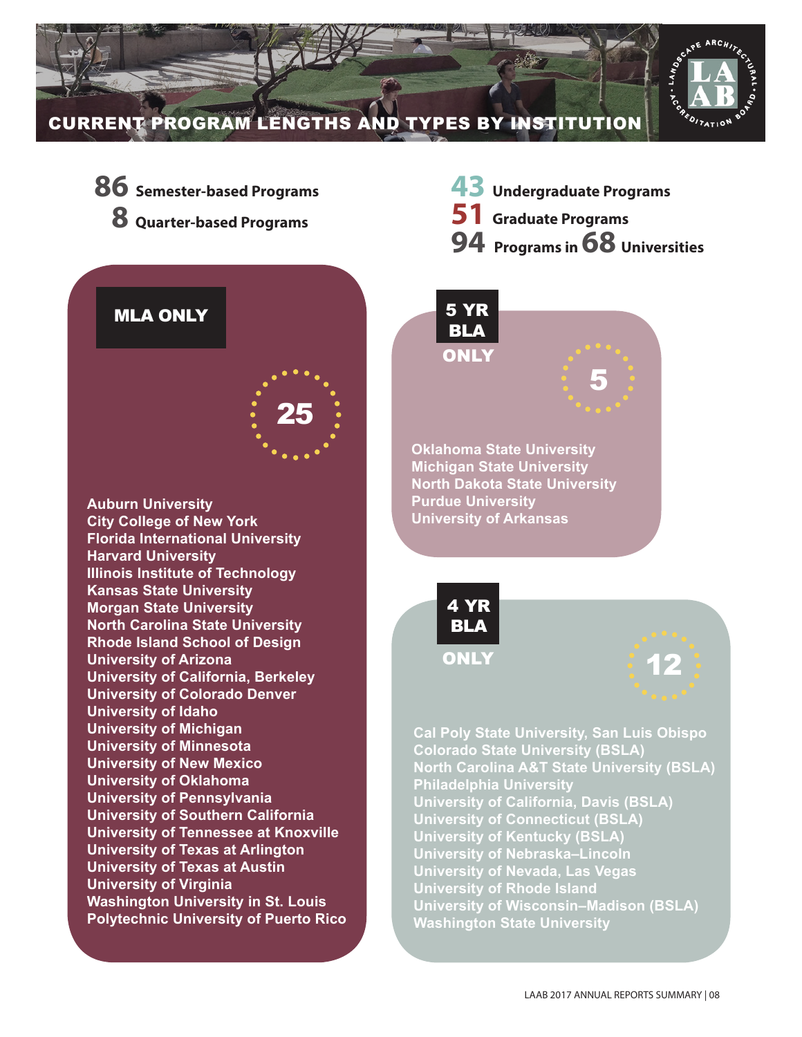# CURRENT PROGRAM LENGTHS AND TYPES BY INSTITUTION

**86** Semester-based Programs
**8** Quarter-based Programs

**43** Undergraduate Programs
**51** Graduate Programs
**94** Programs in **68** Universities

## MLA ONLY

**25**

- Auburn University
- City College of New York
- Florida International University
- Harvard University
- Illinois Institute of Technology
- Kansas State University
- Morgan State University
- North Carolina State University
- Rhode Island School of Design
- University of Arizona
- University of California, Berkeley
- University of Colorado Denver
- University of Idaho
- University of Michigan
- University of Minnesota
- University of New Mexico
- University of Oklahoma
- University of Pennsylvania
- University of Southern California
- University of Tennessee at Knoxville
- University of Texas at Arlington
- University of Texas at Austin
- University of Virginia
- Washington University in St. Louis
- Polytechnic University of Puerto Rico

## 5 YR BLA ONLY

**5**

- Oklahoma State University
- Michigan State University
- North Dakota State University
- Purdue University
- University of Arkansas

## 4 YR BLA ONLY

**12**

- Cal Poly State University, San Luis Obispo
- Colorado State University (BSLA)
- North Carolina A&T State University (BSLA)
- Philadelphia University
- University of California, Davis (BSLA)
- University of Connecticut (BSLA)
- University of Kentucky (BSLA)
- University of Nebraska–Lincoln
- University of Nevada, Las Vegas
- University of Rhode Island
- University of Wisconsin–Madison (BSLA)
- Washington State University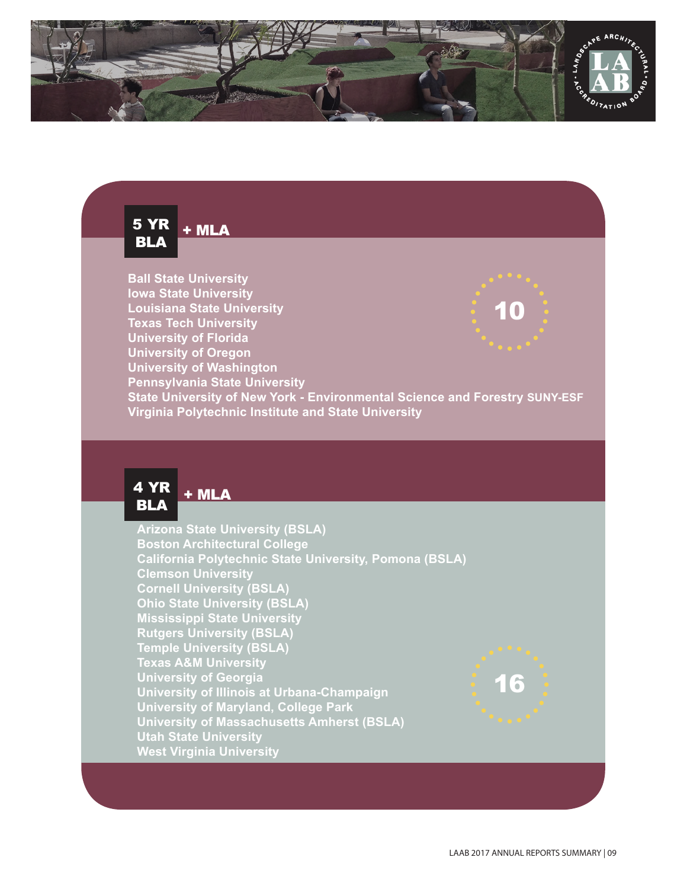## 5 YR BLA + MLA

10

- Ball State University
- Iowa State University
- Louisiana State University
- Texas Tech University
- University of Florida
- University of Oregon
- University of Washington
- Pennsylvania State University
- State University of New York - Environmental Science and Forestry SUNY-ESF
- Virginia Polytechnic Institute and State University

## 4 YR BLA + MLA

16

- Arizona State University (BSLA)
- Boston Architectural College
- California Polytechnic State University, Pomona (BSLA)
- Clemson University
- Cornell University (BSLA)
- Ohio State University (BSLA)
- Mississippi State University
- Rutgers University (BSLA)
- Temple University (BSLA)
- Texas A&M University
- University of Georgia
- University of Illinois at Urbana-Champaign
- University of Maryland, College Park
- University of Massachusetts Amherst (BSLA)
- Utah State University
- West Virginia University